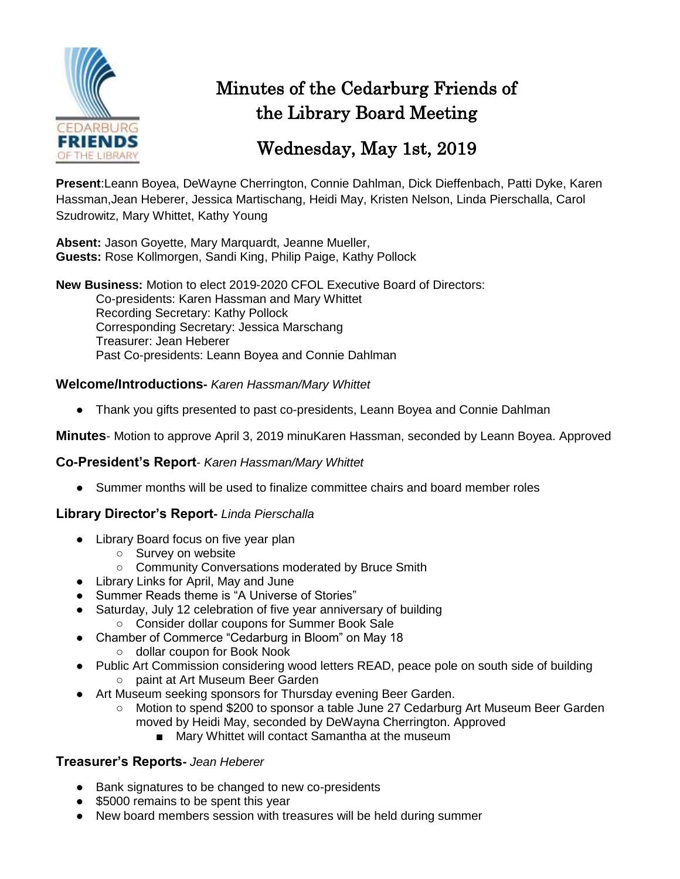# Minutes of the Cedarburg Friends of the Library Board Meeting

## Wednesday, May 1st, 2019

**Present**:Leann Boyea, DeWayne Cherrington, Connie Dahlman, Dick Dieffenbach, Patti Dyke, Karen Hassman,Jean Heberer, Jessica Martischang, Heidi May, Kristen Nelson, Linda Pierschalla, Carol Szudrowitz, Mary Whittet, Kathy Young

**Absent:** Jason Goyette, Mary Marquardt, Jeanne Mueller,
**Guests:** Rose Kollmorgen, Sandi King, Philip Paige, Kathy Pollock

**New Business:** Motion to elect 2019-2020 CFOL Executive Board of Directors:

Co-presidents: Karen Hassman and Mary Whittet
Recording Secretary: Kathy Pollock
Corresponding Secretary: Jessica Marschang
Treasurer: Jean Heberer
Past Co-presidents: Leann Boyea and Connie Dahlman

### Welcome/Introductions- *Karen Hassman/Mary Whittet*

- Thank you gifts presented to past co-presidents, Leann Boyea and Connie Dahlman

**Minutes**- Motion to approve April 3, 2019 minuKaren Hassman, seconded by Leann Boyea. Approved

### Co-President's Report- *Karen Hassman/Mary Whittet*

- Summer months will be used to finalize committee chairs and board member roles

### Library Director's Report- *Linda Pierschalla*

- Library Board focus on five year plan
  - Survey on website
  - Community Conversations moderated by Bruce Smith
- Library Links for April, May and June
- Summer Reads theme is "A Universe of Stories"
- Saturday, July 12 celebration of five year anniversary of building
  - Consider dollar coupons for Summer Book Sale
- Chamber of Commerce "Cedarburg in Bloom" on May 18
  - dollar coupon for Book Nook
- Public Art Commission considering wood letters READ, peace pole on south side of building
  - paint at Art Museum Beer Garden
- Art Museum seeking sponsors for Thursday evening Beer Garden.
  - Motion to spend $200 to sponsor a table June 27 Cedarburg Art Museum Beer Garden moved by Heidi May, seconded by DeWayna Cherrington. Approved
    - Mary Whittet will contact Samantha at the museum

### Treasurer's Reports- *Jean Heberer*

- Bank signatures to be changed to new co-presidents
- $5000 remains to be spent this year
- New board members session with treasures will be held during summer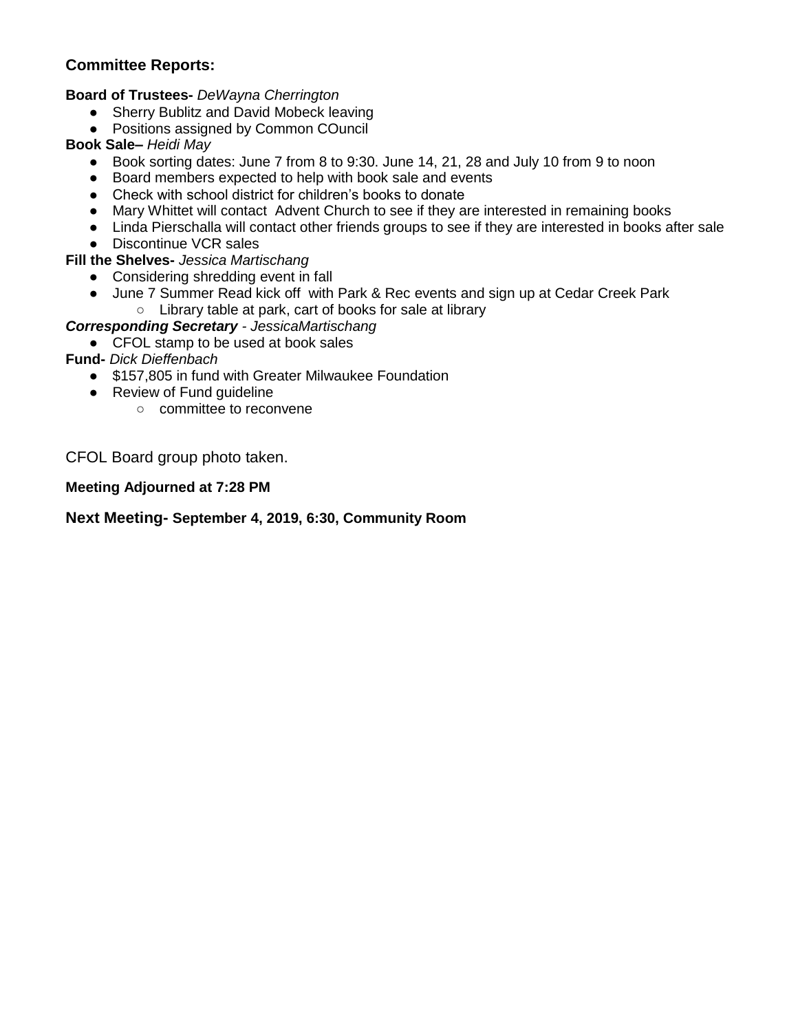### Committee Reports:

**Board of Trustees-** *DeWayna Cherrington*

- Sherry Bublitz and David Mobeck leaving
- Positions assigned by Common COuncil

**Book Sale–** *Heidi May*

- Book sorting dates: June 7 from 8 to 9:30. June 14, 21, 28 and July 10 from 9 to noon
- Board members expected to help with book sale and events
- Check with school district for children's books to donate
- Mary Whittet will contact Advent Church to see if they are interested in remaining books
- Linda Pierschalla will contact other friends groups to see if they are interested in books after sale
- Discontinue VCR sales

**Fill the Shelves-** *Jessica Martischang*

- Considering shredding event in fall
- June 7 Summer Read kick off with Park & Rec events and sign up at Cedar Creek Park
  - Library table at park, cart of books for sale at library

***Corresponding Secretary*** *- JessicaMartischang*

- CFOL stamp to be used at book sales

**Fund-** *Dick Dieffenbach*

- $157,805 in fund with Greater Milwaukee Foundation
- Review of Fund guideline
  - committee to reconvene

CFOL Board group photo taken.

**Meeting Adjourned at 7:28 PM**

**Next Meeting- September 4, 2019, 6:30, Community Room**